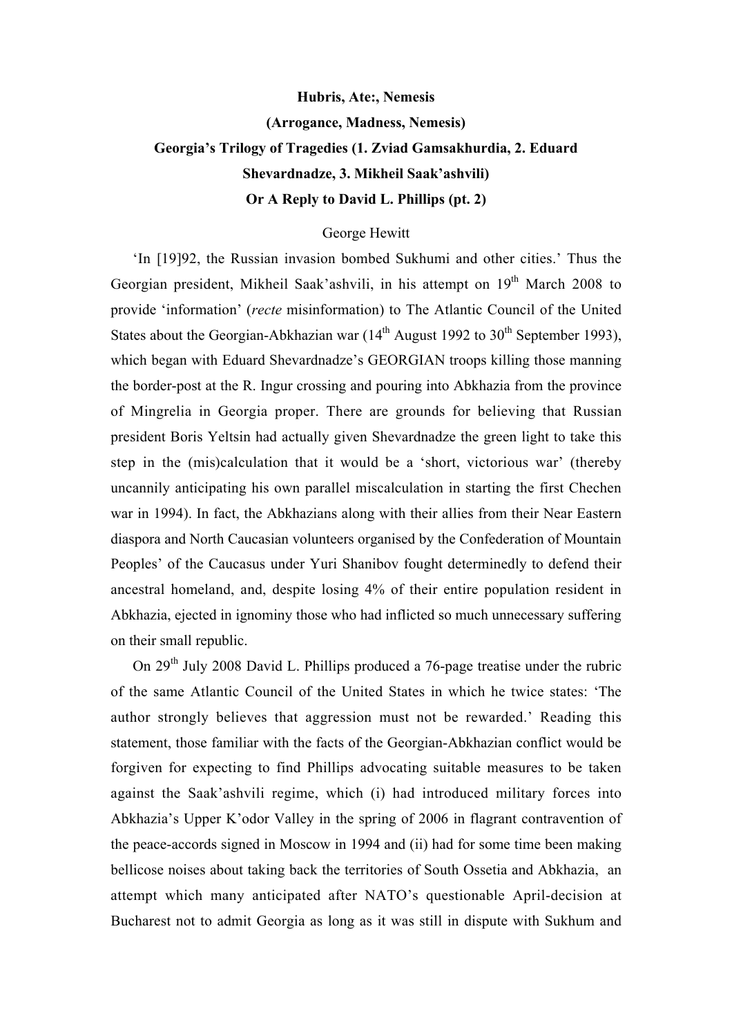**Hubris, Ate:, Nemesis**

**(Arrogance, Madness, Nemesis)**

**Georgia's Trilogy of Tragedies (1. Zviad Gamsakhurdia, 2. Eduard Shevardnadze, 3. Mikheil Saak'ashvili)**

**Or A Reply to David L. Phillips (pt. 2)**

George Hewitt

'In [19]92, the Russian invasion bombed Sukhumi and other cities.' Thus the Georgian president, Mikheil Saak'ashvili, in his attempt on 19th March 2008 to provide 'information' (*recte* misinformation) to The Atlantic Council of the United States about the Georgian-Abkhazian war (14th August 1992 to 30th September 1993), which began with Eduard Shevardnadze's GEORGIAN troops killing those manning the border-post at the R. Ingur crossing and pouring into Abkhazia from the province of Mingrelia in Georgia proper. There are grounds for believing that Russian president Boris Yeltsin had actually given Shevardnadze the green light to take this step in the (mis)calculation that it would be a 'short, victorious war' (thereby uncannily anticipating his own parallel miscalculation in starting the first Chechen war in 1994). In fact, the Abkhazians along with their allies from their Near Eastern diaspora and North Caucasian volunteers organised by the Confederation of Mountain Peoples' of the Caucasus under Yuri Shanibov fought determinedly to defend their ancestral homeland, and, despite losing 4% of their entire population resident in Abkhazia, ejected in ignominy those who had inflicted so much unnecessary suffering on their small republic.

On 29th July 2008 David L. Phillips produced a 76-page treatise under the rubric of the same Atlantic Council of the United States in which he twice states: 'The author strongly believes that aggression must not be rewarded.' Reading this statement, those familiar with the facts of the Georgian-Abkhazian conflict would be forgiven for expecting to find Phillips advocating suitable measures to be taken against the Saak'ashvili regime, which (i) had introduced military forces into Abkhazia's Upper K'odor Valley in the spring of 2006 in flagrant contravention of the peace-accords signed in Moscow in 1994 and (ii) had for some time been making bellicose noises about taking back the territories of South Ossetia and Abkhazia, an attempt which many anticipated after NATO's questionable April-decision at Bucharest not to admit Georgia as long as it was still in dispute with Sukhum and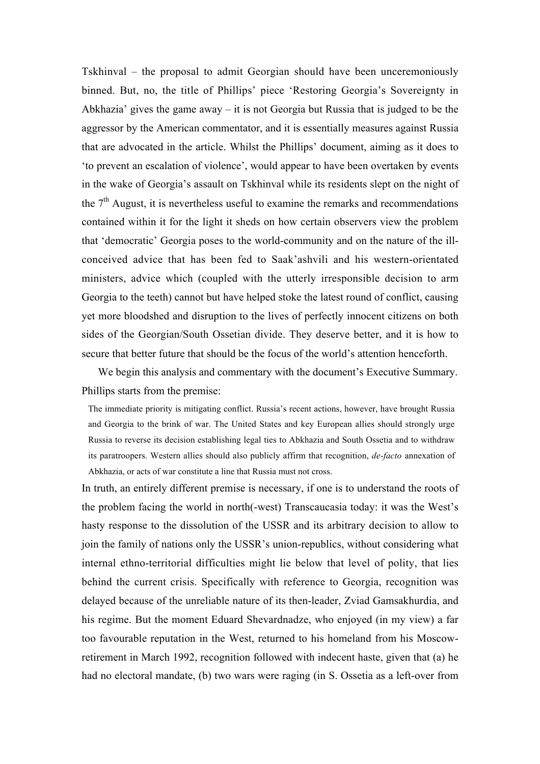Tskhinval – the proposal to admit Georgian should have been unceremoniously binned. But, no, the title of Phillips' piece 'Restoring Georgia's Sovereignty in Abkhazia' gives the game away – it is not Georgia but Russia that is judged to be the aggressor by the American commentator, and it is essentially measures against Russia that are advocated in the article. Whilst the Phillips' document, aiming as it does to 'to prevent an escalation of violence', would appear to have been overtaken by events in the wake of Georgia's assault on Tskhinval while its residents slept on the night of the 7th August, it is nevertheless useful to examine the remarks and recommendations contained within it for the light it sheds on how certain observers view the problem that 'democratic' Georgia poses to the world-community and on the nature of the ill-conceived advice that has been fed to Saak'ashvili and his western-orientated ministers, advice which (coupled with the utterly irresponsible decision to arm Georgia to the teeth) cannot but have helped stoke the latest round of conflict, causing yet more bloodshed and disruption to the lives of perfectly innocent citizens on both sides of the Georgian/South Ossetian divide. They deserve better, and it is how to secure that better future that should be the focus of the world's attention henceforth.

We begin this analysis and commentary with the document's Executive Summary. Phillips starts from the premise:

> The immediate priority is mitigating conflict. Russia's recent actions, however, have brought Russia and Georgia to the brink of war. The United States and key European allies should strongly urge Russia to reverse its decision establishing legal ties to Abkhazia and South Ossetia and to withdraw its paratroopers. Western allies should also publicly affirm that recognition, *de-facto* annexation of Abkhazia, or acts of war constitute a line that Russia must not cross.

In truth, an entirely different premise is necessary, if one is to understand the roots of the problem facing the world in north(-west) Transcaucasia today: it was the West's hasty response to the dissolution of the USSR and its arbitrary decision to allow to join the family of nations only the USSR's union-republics, without considering what internal ethno-territorial difficulties might lie below that level of polity, that lies behind the current crisis. Specifically with reference to Georgia, recognition was delayed because of the unreliable nature of its then-leader, Zviad Gamsakhurdia, and his regime. But the moment Eduard Shevardnadze, who enjoyed (in my view) a far too favourable reputation in the West, returned to his homeland from his Moscow-retirement in March 1992, recognition followed with indecent haste, given that (a) he had no electoral mandate, (b) two wars were raging (in S. Ossetia as a left-over from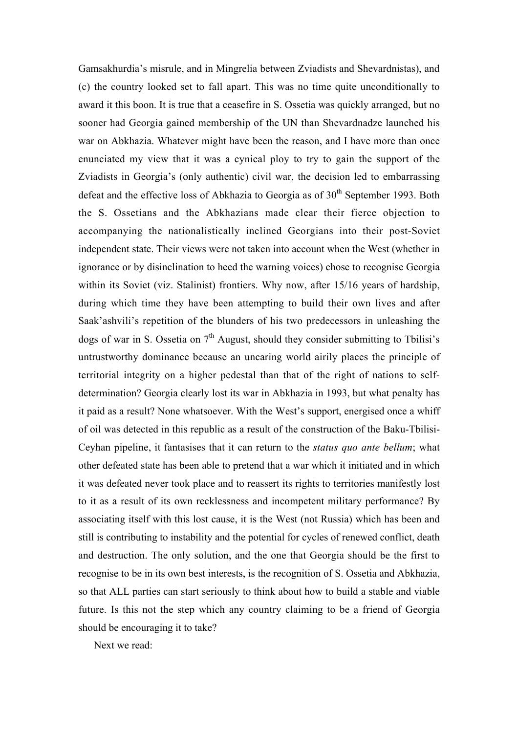Gamsakhurdia's misrule, and in Mingrelia between Zviadists and Shevardnistas), and (c) the country looked set to fall apart. This was no time quite unconditionally to award it this boon. It is true that a ceasefire in S. Ossetia was quickly arranged, but no sooner had Georgia gained membership of the UN than Shevardnadze launched his war on Abkhazia. Whatever might have been the reason, and I have more than once enunciated my view that it was a cynical ploy to try to gain the support of the Zviadists in Georgia's (only authentic) civil war, the decision led to embarrassing defeat and the effective loss of Abkhazia to Georgia as of 30th September 1993. Both the S. Ossetians and the Abkhazians made clear their fierce objection to accompanying the nationalistically inclined Georgians into their post-Soviet independent state. Their views were not taken into account when the West (whether in ignorance or by disinclination to heed the warning voices) chose to recognise Georgia within its Soviet (viz. Stalinist) frontiers. Why now, after 15/16 years of hardship, during which time they have been attempting to build their own lives and after Saak'ashvili's repetition of the blunders of his two predecessors in unleashing the dogs of war in S. Ossetia on 7th August, should they consider submitting to Tbilisi's untrustworthy dominance because an uncaring world airily places the principle of territorial integrity on a higher pedestal than that of the right of nations to self-determination? Georgia clearly lost its war in Abkhazia in 1993, but what penalty has it paid as a result? None whatsoever. With the West's support, energised once a whiff of oil was detected in this republic as a result of the construction of the Baku-Tbilisi-Ceyhan pipeline, it fantasises that it can return to the *status quo ante bellum*; what other defeated state has been able to pretend that a war which it initiated and in which it was defeated never took place and to reassert its rights to territories manifestly lost to it as a result of its own recklessness and incompetent military performance? By associating itself with this lost cause, it is the West (not Russia) which has been and still is contributing to instability and the potential for cycles of renewed conflict, death and destruction. The only solution, and the one that Georgia should be the first to recognise to be in its own best interests, is the recognition of S. Ossetia and Abkhazia, so that ALL parties can start seriously to think about how to build a stable and viable future. Is this not the step which any country claiming to be a friend of Georgia should be encouraging it to take?

Next we read: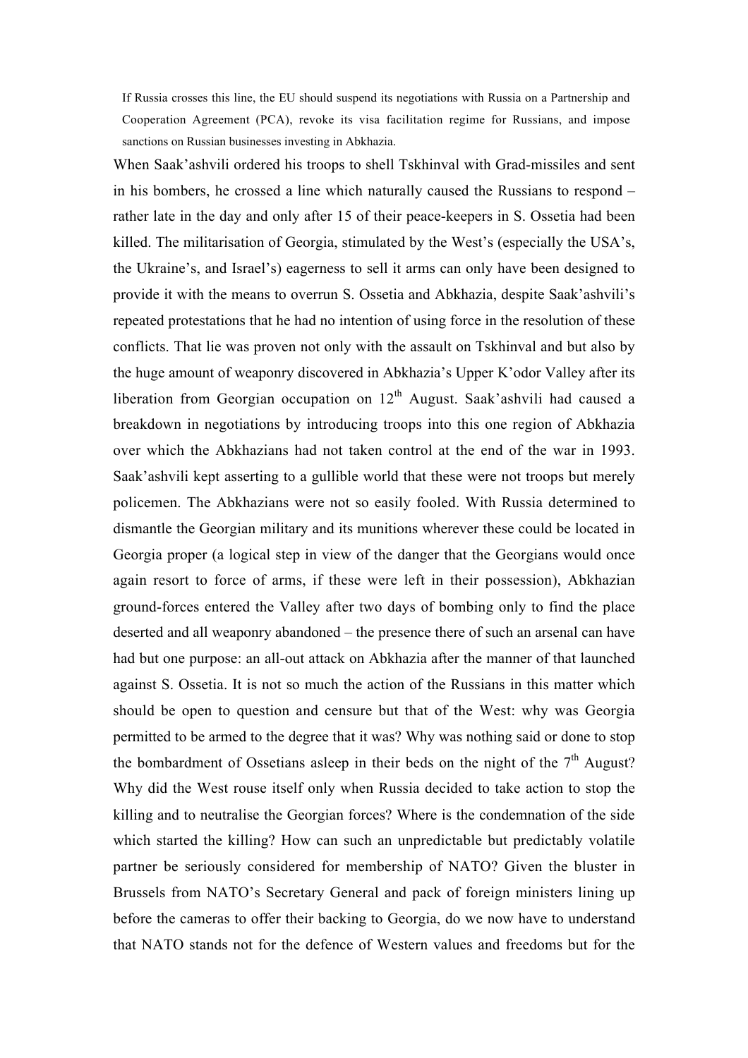> If Russia crosses this line, the EU should suspend its negotiations with Russia on a Partnership and Cooperation Agreement (PCA), revoke its visa facilitation regime for Russians, and impose sanctions on Russian businesses investing in Abkhazia.

When Saak'ashvili ordered his troops to shell Tskhinval with Grad-missiles and sent in his bombers, he crossed a line which naturally caused the Russians to respond – rather late in the day and only after 15 of their peace-keepers in S. Ossetia had been killed. The militarisation of Georgia, stimulated by the West's (especially the USA's, the Ukraine's, and Israel's) eagerness to sell it arms can only have been designed to provide it with the means to overrun S. Ossetia and Abkhazia, despite Saak'ashvili's repeated protestations that he had no intention of using force in the resolution of these conflicts. That lie was proven not only with the assault on Tskhinval and but also by the huge amount of weaponry discovered in Abkhazia's Upper K'odor Valley after its liberation from Georgian occupation on 12th August. Saak'ashvili had caused a breakdown in negotiations by introducing troops into this one region of Abkhazia over which the Abkhazians had not taken control at the end of the war in 1993. Saak'ashvili kept asserting to a gullible world that these were not troops but merely policemen. The Abkhazians were not so easily fooled. With Russia determined to dismantle the Georgian military and its munitions wherever these could be located in Georgia proper (a logical step in view of the danger that the Georgians would once again resort to force of arms, if these were left in their possession), Abkhazian ground-forces entered the Valley after two days of bombing only to find the place deserted and all weaponry abandoned – the presence there of such an arsenal can have had but one purpose: an all-out attack on Abkhazia after the manner of that launched against S. Ossetia. It is not so much the action of the Russians in this matter which should be open to question and censure but that of the West: why was Georgia permitted to be armed to the degree that it was? Why was nothing said or done to stop the bombardment of Ossetians asleep in their beds on the night of the 7th August? Why did the West rouse itself only when Russia decided to take action to stop the killing and to neutralise the Georgian forces? Where is the condemnation of the side which started the killing? How can such an unpredictable but predictably volatile partner be seriously considered for membership of NATO? Given the bluster in Brussels from NATO's Secretary General and pack of foreign ministers lining up before the cameras to offer their backing to Georgia, do we now have to understand that NATO stands not for the defence of Western values and freedoms but for the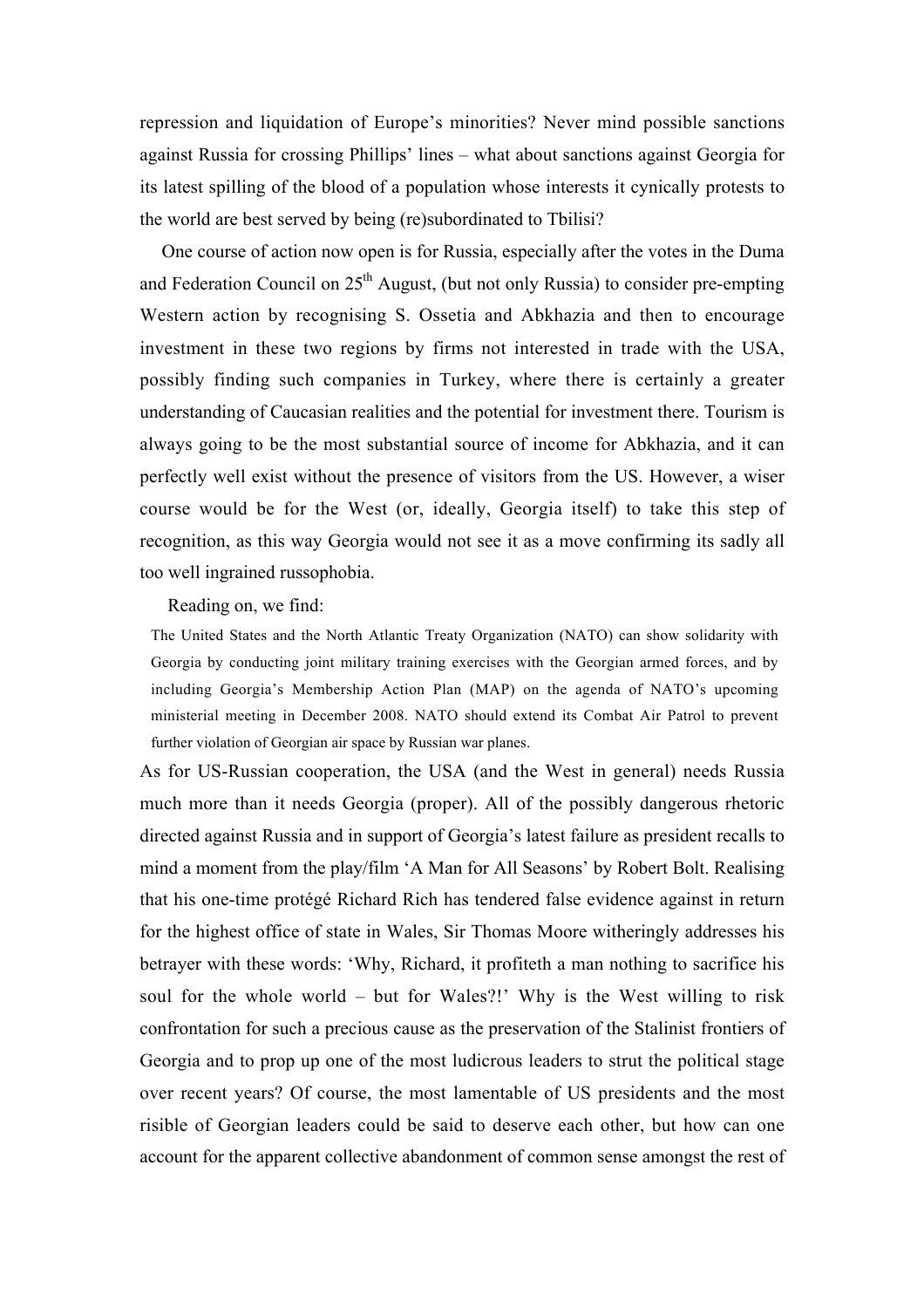repression and liquidation of Europe's minorities? Never mind possible sanctions against Russia for crossing Phillips' lines – what about sanctions against Georgia for its latest spilling of the blood of a population whose interests it cynically protests to the world are best served by being (re)subordinated to Tbilisi?

One course of action now open is for Russia, especially after the votes in the Duma and Federation Council on 25th August, (but not only Russia) to consider pre-empting Western action by recognising S. Ossetia and Abkhazia and then to encourage investment in these two regions by firms not interested in trade with the USA, possibly finding such companies in Turkey, where there is certainly a greater understanding of Caucasian realities and the potential for investment there. Tourism is always going to be the most substantial source of income for Abkhazia, and it can perfectly well exist without the presence of visitors from the US. However, a wiser course would be for the West (or, ideally, Georgia itself) to take this step of recognition, as this way Georgia would not see it as a move confirming its sadly all too well ingrained russophobia.

Reading on, we find:

> The United States and the North Atlantic Treaty Organization (NATO) can show solidarity with Georgia by conducting joint military training exercises with the Georgian armed forces, and by including Georgia's Membership Action Plan (MAP) on the agenda of NATO's upcoming ministerial meeting in December 2008. NATO should extend its Combat Air Patrol to prevent further violation of Georgian air space by Russian war planes.

As for US-Russian cooperation, the USA (and the West in general) needs Russia much more than it needs Georgia (proper). All of the possibly dangerous rhetoric directed against Russia and in support of Georgia's latest failure as president recalls to mind a moment from the play/film 'A Man for All Seasons' by Robert Bolt. Realising that his one-time protégé Richard Rich has tendered false evidence against in return for the highest office of state in Wales, Sir Thomas Moore witheringly addresses his betrayer with these words: 'Why, Richard, it profiteth a man nothing to sacrifice his soul for the whole world – but for Wales?!' Why is the West willing to risk confrontation for such a precious cause as the preservation of the Stalinist frontiers of Georgia and to prop up one of the most ludicrous leaders to strut the political stage over recent years? Of course, the most lamentable of US presidents and the most risible of Georgian leaders could be said to deserve each other, but how can one account for the apparent collective abandonment of common sense amongst the rest of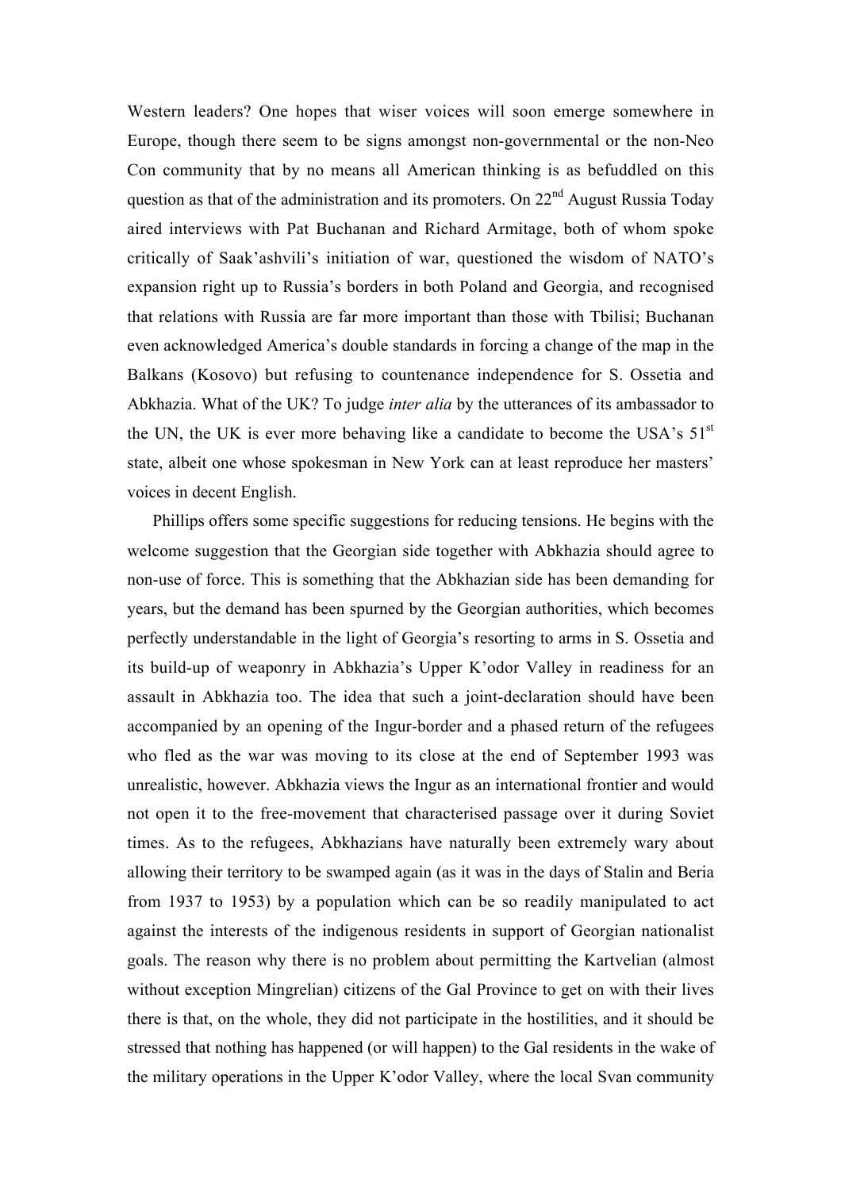Western leaders? One hopes that wiser voices will soon emerge somewhere in Europe, though there seem to be signs amongst non-governmental or the non-Neo Con community that by no means all American thinking is as befuddled on this question as that of the administration and its promoters. On 22nd August Russia Today aired interviews with Pat Buchanan and Richard Armitage, both of whom spoke critically of Saak'ashvili's initiation of war, questioned the wisdom of NATO's expansion right up to Russia's borders in both Poland and Georgia, and recognised that relations with Russia are far more important than those with Tbilisi; Buchanan even acknowledged America's double standards in forcing a change of the map in the Balkans (Kosovo) but refusing to countenance independence for S. Ossetia and Abkhazia. What of the UK? To judge *inter alia* by the utterances of its ambassador to the UN, the UK is ever more behaving like a candidate to become the USA's 51st state, albeit one whose spokesman in New York can at least reproduce her masters' voices in decent English.

Phillips offers some specific suggestions for reducing tensions. He begins with the welcome suggestion that the Georgian side together with Abkhazia should agree to non-use of force. This is something that the Abkhazian side has been demanding for years, but the demand has been spurned by the Georgian authorities, which becomes perfectly understandable in the light of Georgia's resorting to arms in S. Ossetia and its build-up of weaponry in Abkhazia's Upper K'odor Valley in readiness for an assault in Abkhazia too. The idea that such a joint-declaration should have been accompanied by an opening of the Ingur-border and a phased return of the refugees who fled as the war was moving to its close at the end of September 1993 was unrealistic, however. Abkhazia views the Ingur as an international frontier and would not open it to the free-movement that characterised passage over it during Soviet times. As to the refugees, Abkhazians have naturally been extremely wary about allowing their territory to be swamped again (as it was in the days of Stalin and Beria from 1937 to 1953) by a population which can be so readily manipulated to act against the interests of the indigenous residents in support of Georgian nationalist goals. The reason why there is no problem about permitting the Kartvelian (almost without exception Mingrelian) citizens of the Gal Province to get on with their lives there is that, on the whole, they did not participate in the hostilities, and it should be stressed that nothing has happened (or will happen) to the Gal residents in the wake of the military operations in the Upper K'odor Valley, where the local Svan community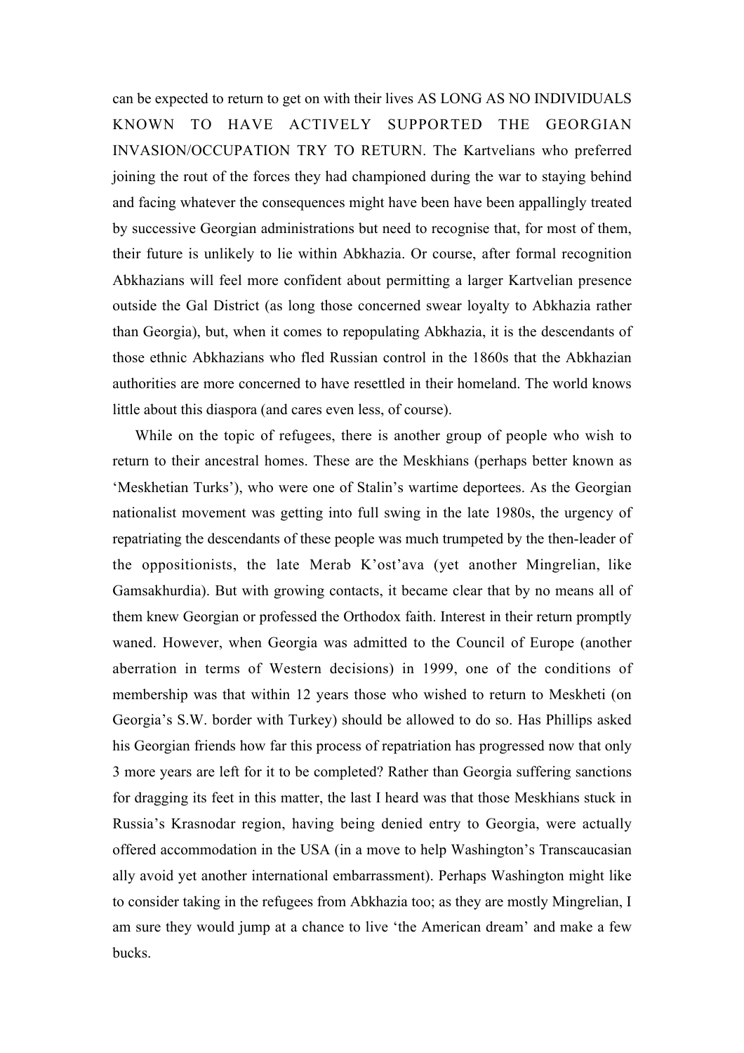can be expected to return to get on with their lives AS LONG AS NO INDIVIDUALS KNOWN TO HAVE ACTIVELY SUPPORTED THE GEORGIAN INVASION/OCCUPATION TRY TO RETURN. The Kartvelians who preferred joining the rout of the forces they had championed during the war to staying behind and facing whatever the consequences might have been have been appallingly treated by successive Georgian administrations but need to recognise that, for most of them, their future is unlikely to lie within Abkhazia. Or course, after formal recognition Abkhazians will feel more confident about permitting a larger Kartvelian presence outside the Gal District (as long those concerned swear loyalty to Abkhazia rather than Georgia), but, when it comes to repopulating Abkhazia, it is the descendants of those ethnic Abkhazians who fled Russian control in the 1860s that the Abkhazian authorities are more concerned to have resettled in their homeland. The world knows little about this diaspora (and cares even less, of course).

While on the topic of refugees, there is another group of people who wish to return to their ancestral homes. These are the Meskhians (perhaps better known as 'Meskhetian Turks'), who were one of Stalin's wartime deportees. As the Georgian nationalist movement was getting into full swing in the late 1980s, the urgency of repatriating the descendants of these people was much trumpeted by the then-leader of the oppositionists, the late Merab K'ost'ava (yet another Mingrelian, like Gamsakhurdia). But with growing contacts, it became clear that by no means all of them knew Georgian or professed the Orthodox faith. Interest in their return promptly waned. However, when Georgia was admitted to the Council of Europe (another aberration in terms of Western decisions) in 1999, one of the conditions of membership was that within 12 years those who wished to return to Meskheti (on Georgia's S.W. border with Turkey) should be allowed to do so. Has Phillips asked his Georgian friends how far this process of repatriation has progressed now that only 3 more years are left for it to be completed? Rather than Georgia suffering sanctions for dragging its feet in this matter, the last I heard was that those Meskhians stuck in Russia's Krasnodar region, having being denied entry to Georgia, were actually offered accommodation in the USA (in a move to help Washington's Transcaucasian ally avoid yet another international embarrassment). Perhaps Washington might like to consider taking in the refugees from Abkhazia too; as they are mostly Mingrelian, I am sure they would jump at a chance to live 'the American dream' and make a few bucks.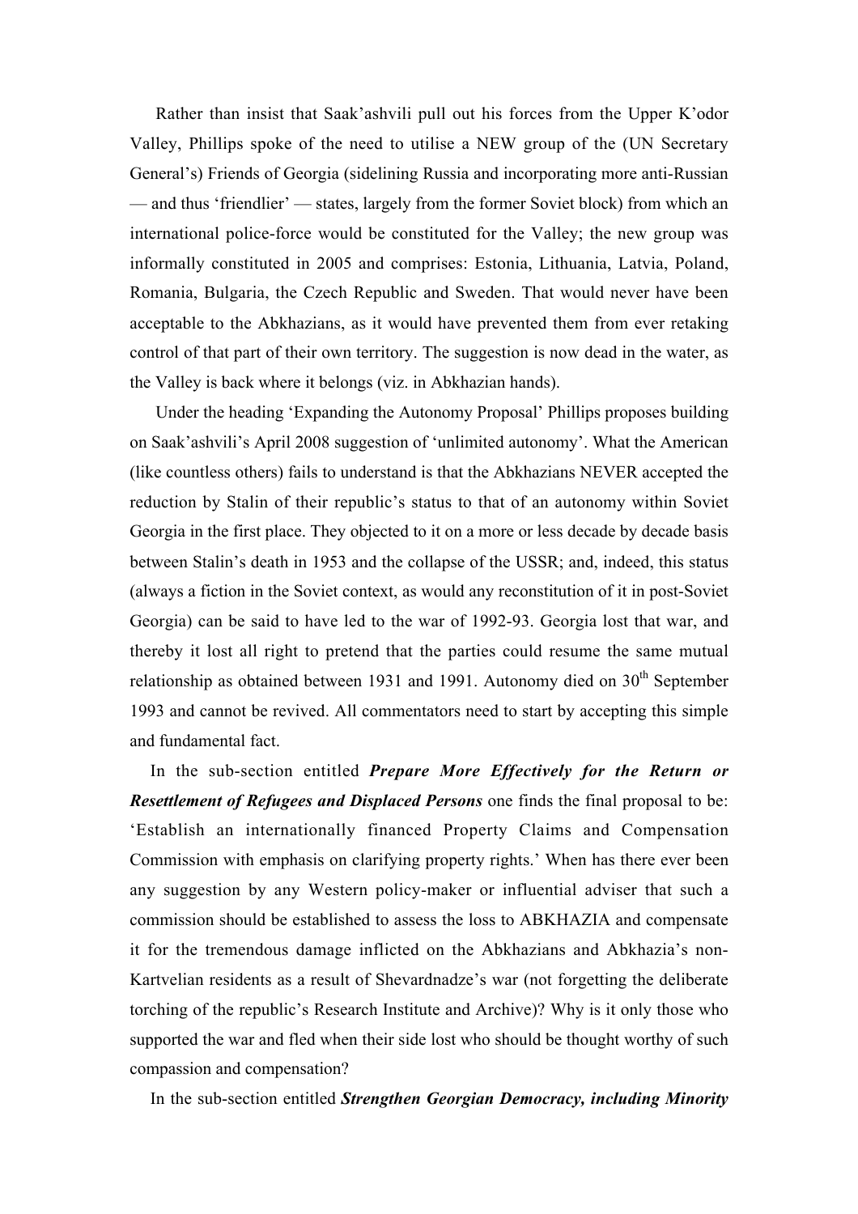Rather than insist that Saak'ashvili pull out his forces from the Upper K'odor Valley, Phillips spoke of the need to utilise a NEW group of the (UN Secretary General's) Friends of Georgia (sidelining Russia and incorporating more anti-Russian — and thus 'friendlier' — states, largely from the former Soviet block) from which an international police-force would be constituted for the Valley; the new group was informally constituted in 2005 and comprises: Estonia, Lithuania, Latvia, Poland, Romania, Bulgaria, the Czech Republic and Sweden. That would never have been acceptable to the Abkhazians, as it would have prevented them from ever retaking control of that part of their own territory. The suggestion is now dead in the water, as the Valley is back where it belongs (viz. in Abkhazian hands).

Under the heading 'Expanding the Autonomy Proposal' Phillips proposes building on Saak'ashvili's April 2008 suggestion of 'unlimited autonomy'. What the American (like countless others) fails to understand is that the Abkhazians NEVER accepted the reduction by Stalin of their republic's status to that of an autonomy within Soviet Georgia in the first place. They objected to it on a more or less decade by decade basis between Stalin's death in 1953 and the collapse of the USSR; and, indeed, this status (always a fiction in the Soviet context, as would any reconstitution of it in post-Soviet Georgia) can be said to have led to the war of 1992-93. Georgia lost that war, and thereby it lost all right to pretend that the parties could resume the same mutual relationship as obtained between 1931 and 1991. Autonomy died on 30th September 1993 and cannot be revived. All commentators need to start by accepting this simple and fundamental fact.

In the sub-section entitled ***Prepare More Effectively for the Return or Resettlement of Refugees and Displaced Persons*** one finds the final proposal to be: 'Establish an internationally financed Property Claims and Compensation Commission with emphasis on clarifying property rights.' When has there ever been any suggestion by any Western policy-maker or influential adviser that such a commission should be established to assess the loss to ABKHAZIA and compensate it for the tremendous damage inflicted on the Abkhazians and Abkhazia's non-Kartvelian residents as a result of Shevardnadze's war (not forgetting the deliberate torching of the republic's Research Institute and Archive)? Why is it only those who supported the war and fled when their side lost who should be thought worthy of such compassion and compensation?

In the sub-section entitled ***Strengthen Georgian Democracy, including Minority***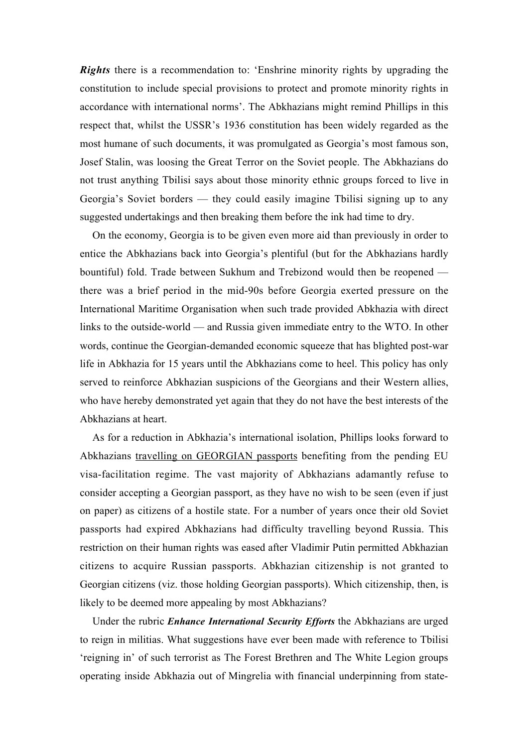***Rights*** there is a recommendation to: 'Enshrine minority rights by upgrading the constitution to include special provisions to protect and promote minority rights in accordance with international norms'. The Abkhazians might remind Phillips in this respect that, whilst the USSR's 1936 constitution has been widely regarded as the most humane of such documents, it was promulgated as Georgia's most famous son, Josef Stalin, was loosing the Great Terror on the Soviet people. The Abkhazians do not trust anything Tbilisi says about those minority ethnic groups forced to live in Georgia's Soviet borders — they could easily imagine Tbilisi signing up to any suggested undertakings and then breaking them before the ink had time to dry.

On the economy, Georgia is to be given even more aid than previously in order to entice the Abkhazians back into Georgia's plentiful (but for the Abkhazians hardly bountiful) fold. Trade between Sukhum and Trebizond would then be reopened — there was a brief period in the mid-90s before Georgia exerted pressure on the International Maritime Organisation when such trade provided Abkhazia with direct links to the outside-world — and Russia given immediate entry to the WTO. In other words, continue the Georgian-demanded economic squeeze that has blighted post-war life in Abkhazia for 15 years until the Abkhazians come to heel. This policy has only served to reinforce Abkhazian suspicions of the Georgians and their Western allies, who have hereby demonstrated yet again that they do not have the best interests of the Abkhazians at heart.

As for a reduction in Abkhazia's international isolation, Phillips looks forward to Abkhazians <u>travelling on GEORGIAN passports</u> benefiting from the pending EU visa-facilitation regime. The vast majority of Abkhazians adamantly refuse to consider accepting a Georgian passport, as they have no wish to be seen (even if just on paper) as citizens of a hostile state. For a number of years once their old Soviet passports had expired Abkhazians had difficulty travelling beyond Russia. This restriction on their human rights was eased after Vladimir Putin permitted Abkhazian citizens to acquire Russian passports. Abkhazian citizenship is not granted to Georgian citizens (viz. those holding Georgian passports). Which citizenship, then, is likely to be deemed more appealing by most Abkhazians?

Under the rubric ***Enhance International Security Efforts*** the Abkhazians are urged to reign in militias. What suggestions have ever been made with reference to Tbilisi 'reigning in' of such terrorist as The Forest Brethren and The White Legion groups operating inside Abkhazia out of Mingrelia with financial underpinning from state-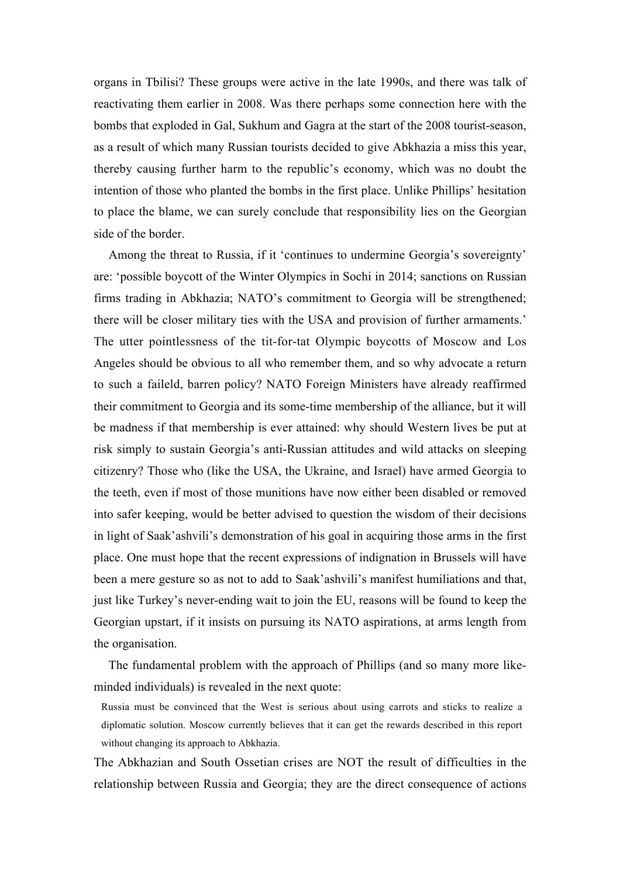organs in Tbilisi? These groups were active in the late 1990s, and there was talk of reactivating them earlier in 2008. Was there perhaps some connection here with the bombs that exploded in Gal, Sukhum and Gagra at the start of the 2008 tourist-season, as a result of which many Russian tourists decided to give Abkhazia a miss this year, thereby causing further harm to the republic's economy, which was no doubt the intention of those who planted the bombs in the first place. Unlike Phillips' hesitation to place the blame, we can surely conclude that responsibility lies on the Georgian side of the border.

Among the threat to Russia, if it 'continues to undermine Georgia's sovereignty' are: 'possible boycott of the Winter Olympics in Sochi in 2014; sanctions on Russian firms trading in Abkhazia; NATO's commitment to Georgia will be strengthened; there will be closer military ties with the USA and provision of further armaments.' The utter pointlessness of the tit-for-tat Olympic boycotts of Moscow and Los Angeles should be obvious to all who remember them, and so why advocate a return to such a faileld, barren policy? NATO Foreign Ministers have already reaffirmed their commitment to Georgia and its some-time membership of the alliance, but it will be madness if that membership is ever attained: why should Western lives be put at risk simply to sustain Georgia's anti-Russian attitudes and wild attacks on sleeping citizenry? Those who (like the USA, the Ukraine, and Israel) have armed Georgia to the teeth, even if most of those munitions have now either been disabled or removed into safer keeping, would be better advised to question the wisdom of their decisions in light of Saak'ashvili's demonstration of his goal in acquiring those arms in the first place. One must hope that the recent expressions of indignation in Brussels will have been a mere gesture so as not to add to Saak'ashvili's manifest humiliations and that, just like Turkey's never-ending wait to join the EU, reasons will be found to keep the Georgian upstart, if it insists on pursuing its NATO aspirations, at arms length from the organisation.

The fundamental problem with the approach of Phillips (and so many more like-minded individuals) is revealed in the next quote:

> Russia must be convinced that the West is serious about using carrots and sticks to realize a diplomatic solution. Moscow currently believes that it can get the rewards described in this report without changing its approach to Abkhazia.

The Abkhazian and South Ossetian crises are NOT the result of difficulties in the relationship between Russia and Georgia; they are the direct consequence of actions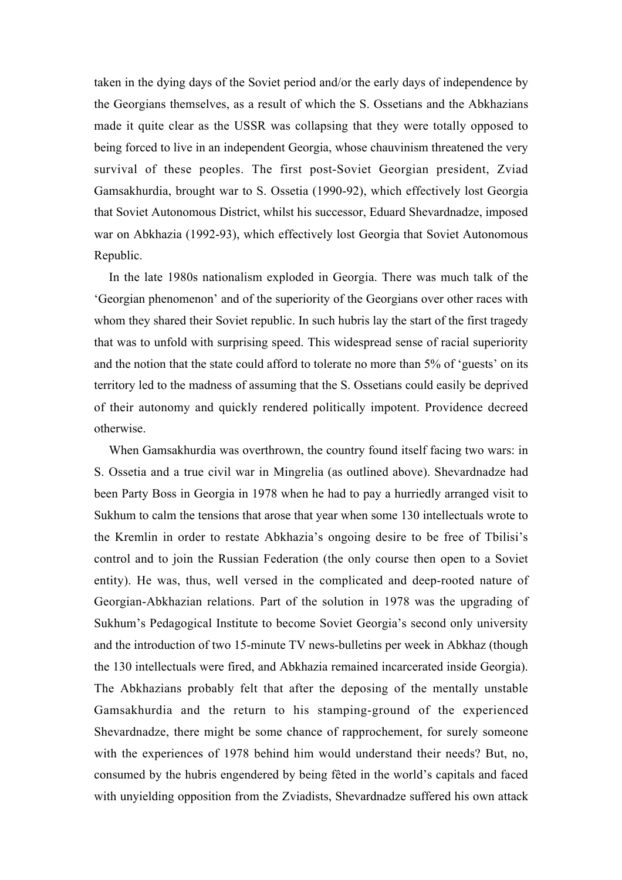taken in the dying days of the Soviet period and/or the early days of independence by the Georgians themselves, as a result of which the S. Ossetians and the Abkhazians made it quite clear as the USSR was collapsing that they were totally opposed to being forced to live in an independent Georgia, whose chauvinism threatened the very survival of these peoples. The first post-Soviet Georgian president, Zviad Gamsakhurdia, brought war to S. Ossetia (1990-92), which effectively lost Georgia that Soviet Autonomous District, whilst his successor, Eduard Shevardnadze, imposed war on Abkhazia (1992-93), which effectively lost Georgia that Soviet Autonomous Republic.

In the late 1980s nationalism exploded in Georgia. There was much talk of the 'Georgian phenomenon' and of the superiority of the Georgians over other races with whom they shared their Soviet republic. In such hubris lay the start of the first tragedy that was to unfold with surprising speed. This widespread sense of racial superiority and the notion that the state could afford to tolerate no more than 5% of 'guests' on its territory led to the madness of assuming that the S. Ossetians could easily be deprived of their autonomy and quickly rendered politically impotent. Providence decreed otherwise.

When Gamsakhurdia was overthrown, the country found itself facing two wars: in S. Ossetia and a true civil war in Mingrelia (as outlined above). Shevardnadze had been Party Boss in Georgia in 1978 when he had to pay a hurriedly arranged visit to Sukhum to calm the tensions that arose that year when some 130 intellectuals wrote to the Kremlin in order to restate Abkhazia's ongoing desire to be free of Tbilisi's control and to join the Russian Federation (the only course then open to a Soviet entity). He was, thus, well versed in the complicated and deep-rooted nature of Georgian-Abkhazian relations. Part of the solution in 1978 was the upgrading of Sukhum's Pedagogical Institute to become Soviet Georgia's second only university and the introduction of two 15-minute TV news-bulletins per week in Abkhaz (though the 130 intellectuals were fired, and Abkhazia remained incarcerated inside Georgia). The Abkhazians probably felt that after the deposing of the mentally unstable Gamsakhurdia and the return to his stamping-ground of the experienced Shevardnadze, there might be some chance of rapprochement, for surely someone with the experiences of 1978 behind him would understand their needs? But, no, consumed by the hubris engendered by being fêted in the world's capitals and faced with unyielding opposition from the Zviadists, Shevardnadze suffered his own attack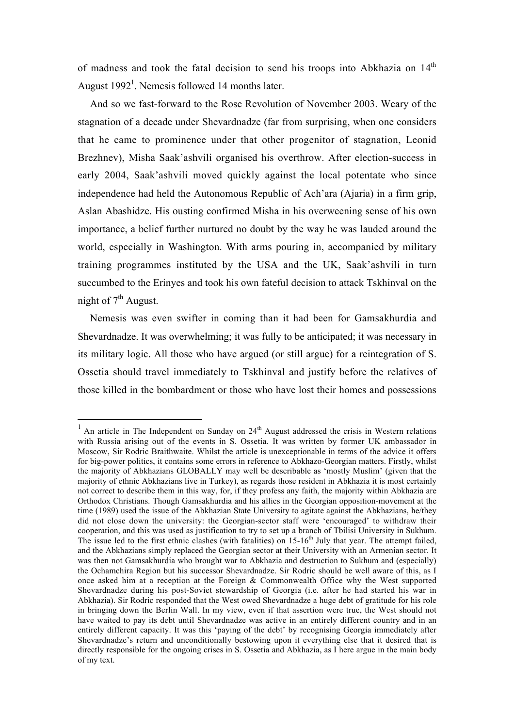of madness and took the fatal decision to send his troops into Abkhazia on 14th August 1992[1]. Nemesis followed 14 months later.

And so we fast-forward to the Rose Revolution of November 2003. Weary of the stagnation of a decade under Shevardnadze (far from surprising, when one considers that he came to prominence under that other progenitor of stagnation, Leonid Brezhnev), Misha Saak'ashvili organised his overthrow. After election-success in early 2004, Saak'ashvili moved quickly against the local potentate who since independence had held the Autonomous Republic of Ach'ara (Ajaria) in a firm grip, Aslan Abashidze. His ousting confirmed Misha in his overweening sense of his own importance, a belief further nurtured no doubt by the way he was lauded around the world, especially in Washington. With arms pouring in, accompanied by military training programmes instituted by the USA and the UK, Saak'ashvili in turn succumbed to the Erinyes and took his own fateful decision to attack Tskhinval on the night of 7th August.

Nemesis was even swifter in coming than it had been for Gamsakhurdia and Shevardnadze. It was overwhelming; it was fully to be anticipated; it was necessary in its military logic. All those who have argued (or still argue) for a reintegration of S. Ossetia should travel immediately to Tskhinval and justify before the relatives of those killed in the bombardment or those who have lost their homes and possessions

---

[1] An article in The Independent on Sunday on 24th August addressed the crisis in Western relations with Russia arising out of the events in S. Ossetia. It was written by former UK ambassador in Moscow, Sir Rodric Braithwaite. Whilst the article is unexceptionable in terms of the advice it offers for big-power politics, it contains some errors in reference to Abkhazo-Georgian matters. Firstly, whilst the majority of Abkhazians GLOBALLY may well be describable as 'mostly Muslim' (given that the majority of ethnic Abkhazians live in Turkey), as regards those resident in Abkhazia it is most certainly not correct to describe them in this way, for, if they profess any faith, the majority within Abkhazia are Orthodox Christians. Though Gamsakhurdia and his allies in the Georgian opposition-movement at the time (1989) used the issue of the Abkhazian State University to agitate against the Abkhazians, he/they did not close down the university: the Georgian-sector staff were 'encouraged' to withdraw their cooperation, and this was used as justification to try to set up a branch of Tbilisi University in Sukhum. The issue led to the first ethnic clashes (with fatalities) on 15-16th July that year. The attempt failed, and the Abkhazians simply replaced the Georgian sector at their University with an Armenian sector. It was then not Gamsakhurdia who brought war to Abkhazia and destruction to Sukhum and (especially) the Ochamchira Region but his successor Shevardnadze. Sir Rodric should be well aware of this, as I once asked him at a reception at the Foreign & Commonwealth Office why the West supported Shevardnadze during his post-Soviet stewardship of Georgia (i.e. after he had started his war in Abkhazia). Sir Rodric responded that the West owed Shevardnadze a huge debt of gratitude for his role in bringing down the Berlin Wall. In my view, even if that assertion were true, the West should not have waited to pay its debt until Shevardnadze was active in an entirely different country and in an entirely different capacity. It was this 'paying of the debt' by recognising Georgia immediately after Shevardnadze's return and unconditionally bestowing upon it everything else that it desired that is directly responsible for the ongoing crises in S. Ossetia and Abkhazia, as I here argue in the main body of my text.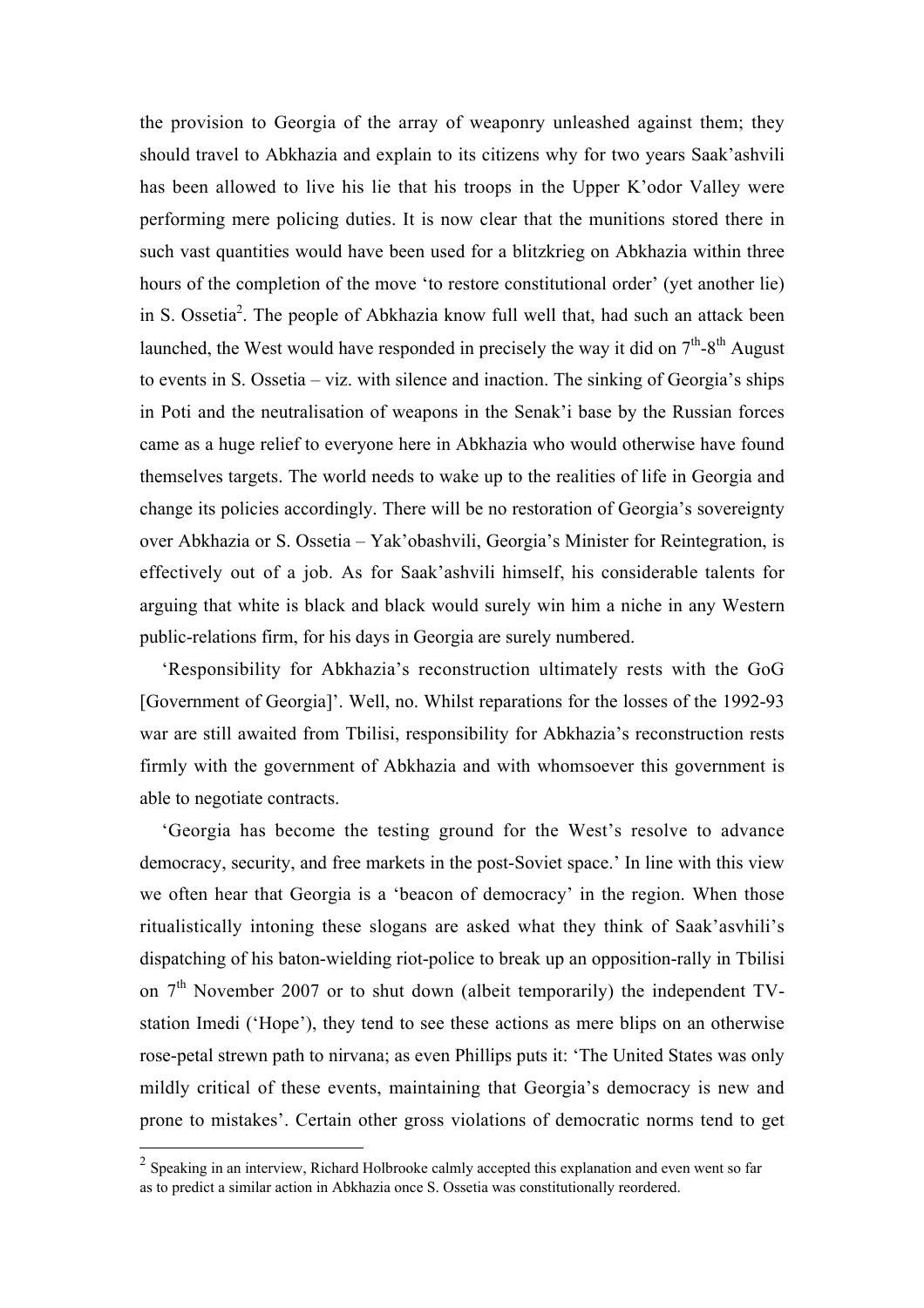the provision to Georgia of the array of weaponry unleashed against them; they should travel to Abkhazia and explain to its citizens why for two years Saak'ashvili has been allowed to live his lie that his troops in the Upper K'odor Valley were performing mere policing duties. It is now clear that the munitions stored there in such vast quantities would have been used for a blitzkrieg on Abkhazia within three hours of the completion of the move 'to restore constitutional order' (yet another lie) in S. Ossetia[2]. The people of Abkhazia know full well that, had such an attack been launched, the West would have responded in precisely the way it did on 7th-8th August to events in S. Ossetia – viz. with silence and inaction. The sinking of Georgia's ships in Poti and the neutralisation of weapons in the Senak'i base by the Russian forces came as a huge relief to everyone here in Abkhazia who would otherwise have found themselves targets. The world needs to wake up to the realities of life in Georgia and change its policies accordingly. There will be no restoration of Georgia's sovereignty over Abkhazia or S. Ossetia – Yak'obashvili, Georgia's Minister for Reintegration, is effectively out of a job. As for Saak'ashvili himself, his considerable talents for arguing that white is black and black would surely win him a niche in any Western public-relations firm, for his days in Georgia are surely numbered.

'Responsibility for Abkhazia's reconstruction ultimately rests with the GoG [Government of Georgia]'. Well, no. Whilst reparations for the losses of the 1992-93 war are still awaited from Tbilisi, responsibility for Abkhazia's reconstruction rests firmly with the government of Abkhazia and with whomsoever this government is able to negotiate contracts.

'Georgia has become the testing ground for the West's resolve to advance democracy, security, and free markets in the post-Soviet space.' In line with this view we often hear that Georgia is a 'beacon of democracy' in the region. When those ritualistically intoning these slogans are asked what they think of Saak'asvhili's dispatching of his baton-wielding riot-police to break up an opposition-rally in Tbilisi on 7th November 2007 or to shut down (albeit temporarily) the independent TV-station Imedi ('Hope'), they tend to see these actions as mere blips on an otherwise rose-petal strewn path to nirvana; as even Phillips puts it: 'The United States was only mildly critical of these events, maintaining that Georgia's democracy is new and prone to mistakes'. Certain other gross violations of democratic norms tend to get

---

[2] Speaking in an interview, Richard Holbrooke calmly accepted this explanation and even went so far as to predict a similar action in Abkhazia once S. Ossetia was constitutionally reordered.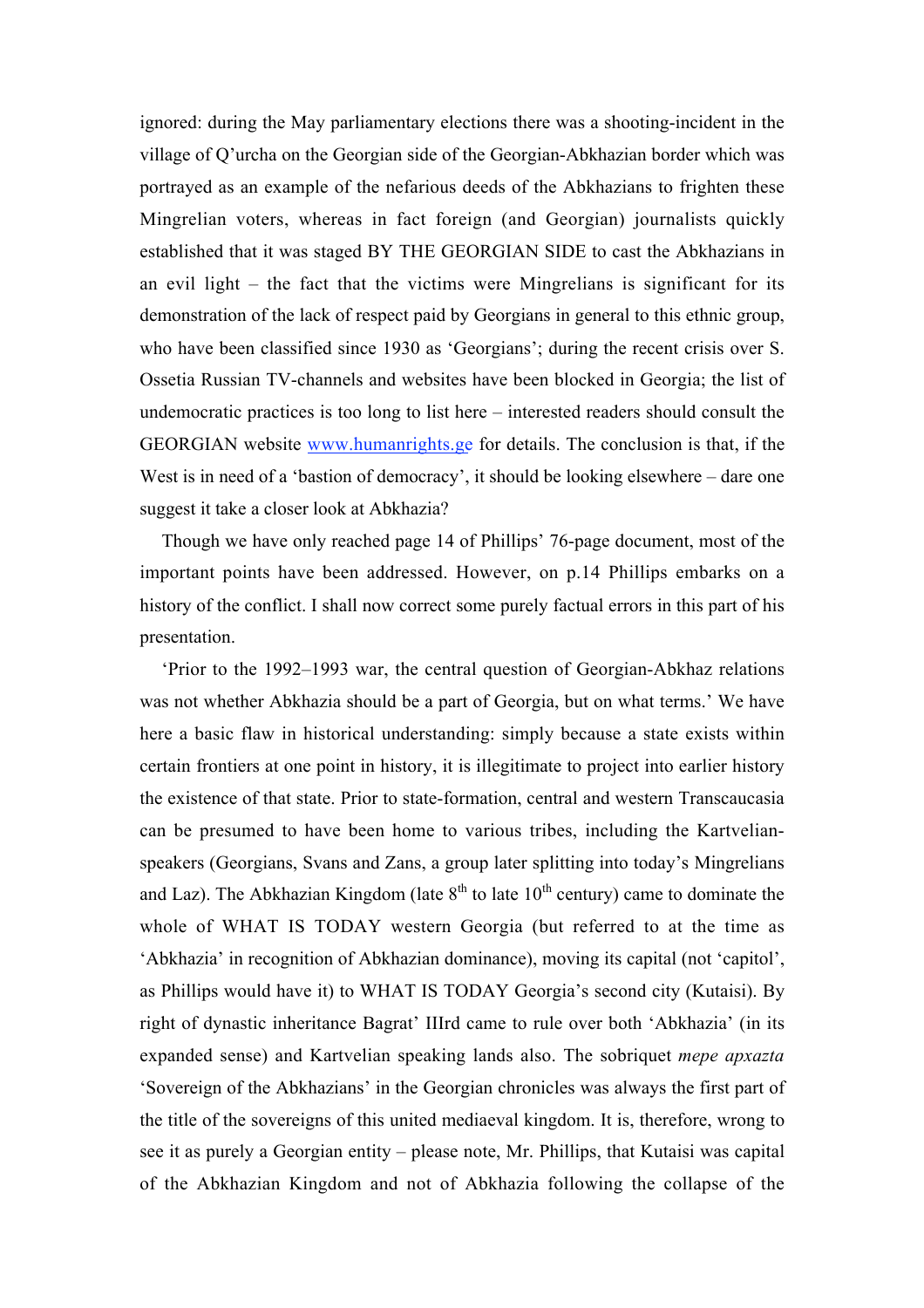ignored: during the May parliamentary elections there was a shooting-incident in the village of Q'urcha on the Georgian side of the Georgian-Abkhazian border which was portrayed as an example of the nefarious deeds of the Abkhazians to frighten these Mingrelian voters, whereas in fact foreign (and Georgian) journalists quickly established that it was staged BY THE GEORGIAN SIDE to cast the Abkhazians in an evil light – the fact that the victims were Mingrelians is significant for its demonstration of the lack of respect paid by Georgians in general to this ethnic group, who have been classified since 1930 as 'Georgians'; during the recent crisis over S. Ossetia Russian TV-channels and websites have been blocked in Georgia; the list of undemocratic practices is too long to list here – interested readers should consult the GEORGIAN website [www.humanrights.ge](http://www.humanrights.ge) for details. The conclusion is that, if the West is in need of a 'bastion of democracy', it should be looking elsewhere – dare one suggest it take a closer look at Abkhazia?

Though we have only reached page 14 of Phillips' 76-page document, most of the important points have been addressed. However, on p.14 Phillips embarks on a history of the conflict. I shall now correct some purely factual errors in this part of his presentation.

'Prior to the 1992–1993 war, the central question of Georgian-Abkhaz relations was not whether Abkhazia should be a part of Georgia, but on what terms.' We have here a basic flaw in historical understanding: simply because a state exists within certain frontiers at one point in history, it is illegitimate to project into earlier history the existence of that state. Prior to state-formation, central and western Transcaucasia can be presumed to have been home to various tribes, including the Kartvelian-speakers (Georgians, Svans and Zans, a group later splitting into today's Mingrelians and Laz). The Abkhazian Kingdom (late 8th to late 10th century) came to dominate the whole of WHAT IS TODAY western Georgia (but referred to at the time as 'Abkhazia' in recognition of Abkhazian dominance), moving its capital (not 'capitol', as Phillips would have it) to WHAT IS TODAY Georgia's second city (Kutaisi). By right of dynastic inheritance Bagrat' IIIrd came to rule over both 'Abkhazia' (in its expanded sense) and Kartvelian speaking lands also. The sobriquet *mepe apxazta* 'Sovereign of the Abkhazians' in the Georgian chronicles was always the first part of the title of the sovereigns of this united mediaeval kingdom. It is, therefore, wrong to see it as purely a Georgian entity – please note, Mr. Phillips, that Kutaisi was capital of the Abkhazian Kingdom and not of Abkhazia following the collapse of the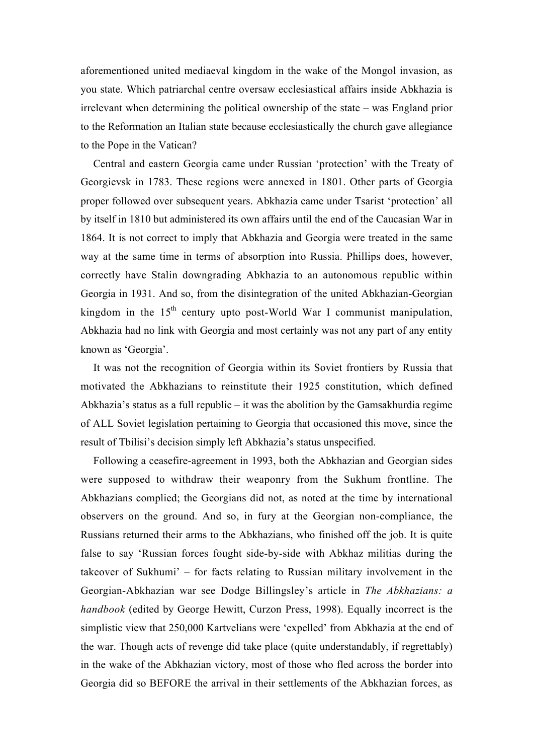aforementioned united mediaeval kingdom in the wake of the Mongol invasion, as you state. Which patriarchal centre oversaw ecclesiastical affairs inside Abkhazia is irrelevant when determining the political ownership of the state – was England prior to the Reformation an Italian state because ecclesiastically the church gave allegiance to the Pope in the Vatican?

Central and eastern Georgia came under Russian 'protection' with the Treaty of Georgievsk in 1783. These regions were annexed in 1801. Other parts of Georgia proper followed over subsequent years. Abkhazia came under Tsarist 'protection' all by itself in 1810 but administered its own affairs until the end of the Caucasian War in 1864. It is not correct to imply that Abkhazia and Georgia were treated in the same way at the same time in terms of absorption into Russia. Phillips does, however, correctly have Stalin downgrading Abkhazia to an autonomous republic within Georgia in 1931. And so, from the disintegration of the united Abkhazian-Georgian kingdom in the 15th century upto post-World War I communist manipulation, Abkhazia had no link with Georgia and most certainly was not any part of any entity known as 'Georgia'.

It was not the recognition of Georgia within its Soviet frontiers by Russia that motivated the Abkhazians to reinstitute their 1925 constitution, which defined Abkhazia's status as a full republic – it was the abolition by the Gamsakhurdia regime of ALL Soviet legislation pertaining to Georgia that occasioned this move, since the result of Tbilisi's decision simply left Abkhazia's status unspecified.

Following a ceasefire-agreement in 1993, both the Abkhazian and Georgian sides were supposed to withdraw their weaponry from the Sukhum frontline. The Abkhazians complied; the Georgians did not, as noted at the time by international observers on the ground. And so, in fury at the Georgian non-compliance, the Russians returned their arms to the Abkhazians, who finished off the job. It is quite false to say 'Russian forces fought side-by-side with Abkhaz militias during the takeover of Sukhumi' – for facts relating to Russian military involvement in the Georgian-Abkhazian war see Dodge Billingsley's article in *The Abkhazians: a handbook* (edited by George Hewitt, Curzon Press, 1998). Equally incorrect is the simplistic view that 250,000 Kartvelians were 'expelled' from Abkhazia at the end of the war. Though acts of revenge did take place (quite understandably, if regrettably) in the wake of the Abkhazian victory, most of those who fled across the border into Georgia did so BEFORE the arrival in their settlements of the Abkhazian forces, as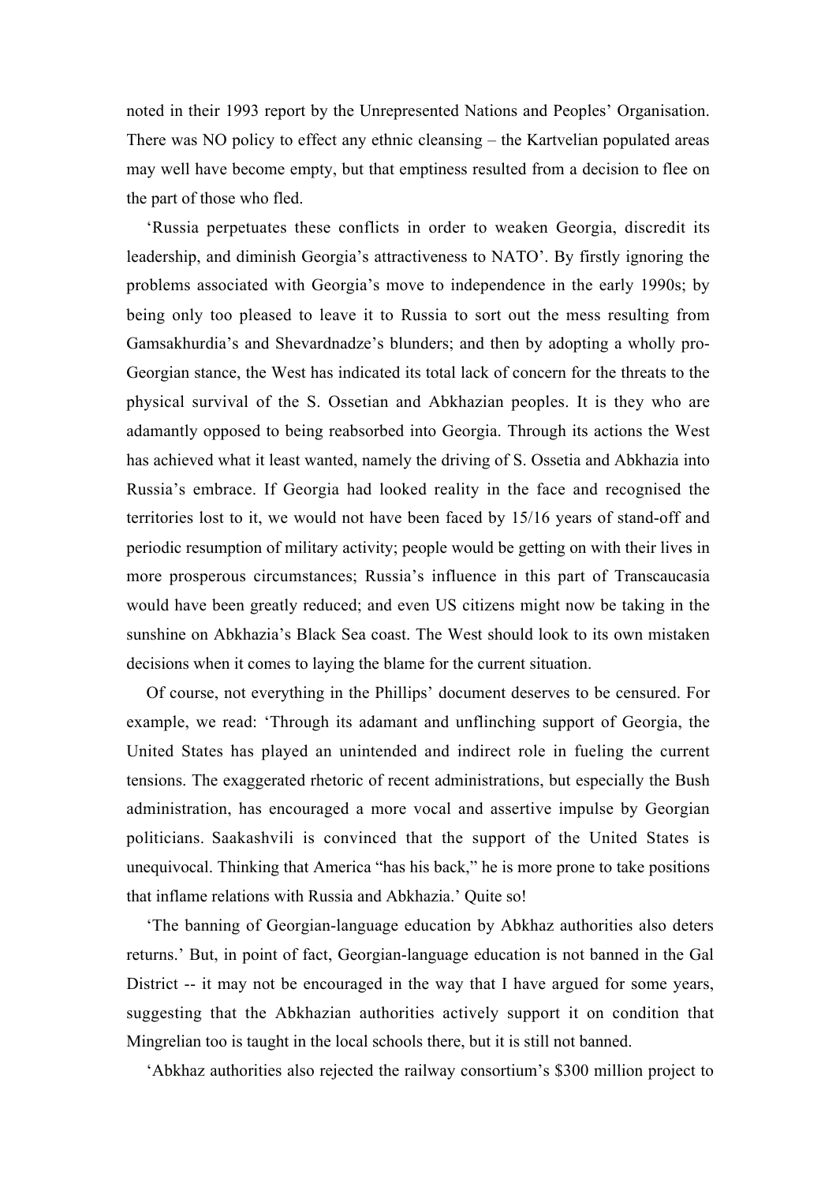noted in their 1993 report by the Unrepresented Nations and Peoples' Organisation. There was NO policy to effect any ethnic cleansing – the Kartvelian populated areas may well have become empty, but that emptiness resulted from a decision to flee on the part of those who fled.

'Russia perpetuates these conflicts in order to weaken Georgia, discredit its leadership, and diminish Georgia's attractiveness to NATO'. By firstly ignoring the problems associated with Georgia's move to independence in the early 1990s; by being only too pleased to leave it to Russia to sort out the mess resulting from Gamsakhurdia's and Shevardnadze's blunders; and then by adopting a wholly pro-Georgian stance, the West has indicated its total lack of concern for the threats to the physical survival of the S. Ossetian and Abkhazian peoples. It is they who are adamantly opposed to being reabsorbed into Georgia. Through its actions the West has achieved what it least wanted, namely the driving of S. Ossetia and Abkhazia into Russia's embrace. If Georgia had looked reality in the face and recognised the territories lost to it, we would not have been faced by 15/16 years of stand-off and periodic resumption of military activity; people would be getting on with their lives in more prosperous circumstances; Russia's influence in this part of Transcaucasia would have been greatly reduced; and even US citizens might now be taking in the sunshine on Abkhazia's Black Sea coast. The West should look to its own mistaken decisions when it comes to laying the blame for the current situation.

Of course, not everything in the Phillips' document deserves to be censured. For example, we read: 'Through its adamant and unflinching support of Georgia, the United States has played an unintended and indirect role in fueling the current tensions. The exaggerated rhetoric of recent administrations, but especially the Bush administration, has encouraged a more vocal and assertive impulse by Georgian politicians. Saakashvili is convinced that the support of the United States is unequivocal. Thinking that America "has his back," he is more prone to take positions that inflame relations with Russia and Abkhazia.' Quite so!

'The banning of Georgian-language education by Abkhaz authorities also deters returns.' But, in point of fact, Georgian-language education is not banned in the Gal District -- it may not be encouraged in the way that I have argued for some years, suggesting that the Abkhazian authorities actively support it on condition that Mingrelian too is taught in the local schools there, but it is still not banned.

'Abkhaz authorities also rejected the railway consortium's $300 million project to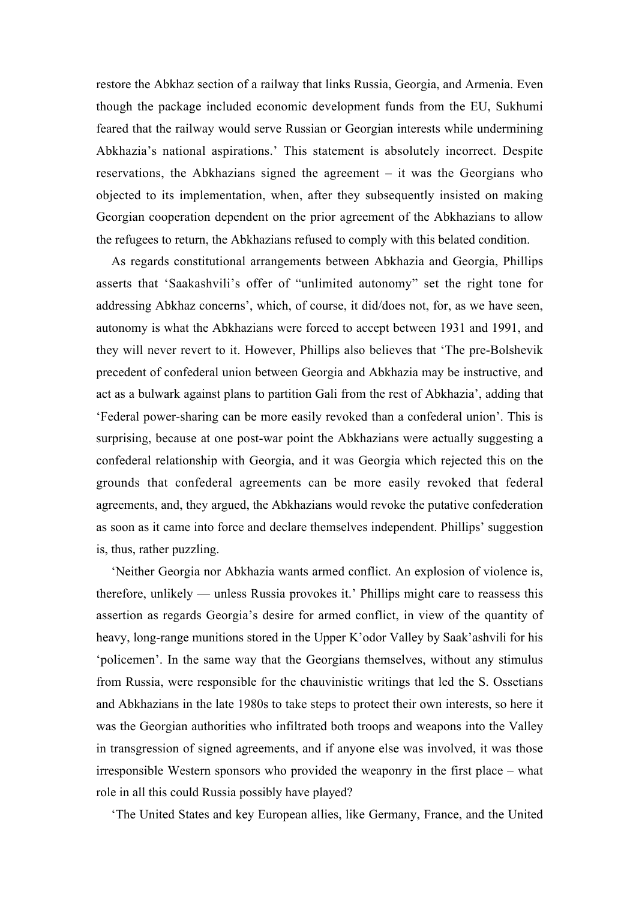restore the Abkhaz section of a railway that links Russia, Georgia, and Armenia. Even though the package included economic development funds from the EU, Sukhumi feared that the railway would serve Russian or Georgian interests while undermining Abkhazia's national aspirations.' This statement is absolutely incorrect. Despite reservations, the Abkhazians signed the agreement – it was the Georgians who objected to its implementation, when, after they subsequently insisted on making Georgian cooperation dependent on the prior agreement of the Abkhazians to allow the refugees to return, the Abkhazians refused to comply with this belated condition.

As regards constitutional arrangements between Abkhazia and Georgia, Phillips asserts that 'Saakashvili's offer of "unlimited autonomy" set the right tone for addressing Abkhaz concerns', which, of course, it did/does not, for, as we have seen, autonomy is what the Abkhazians were forced to accept between 1931 and 1991, and they will never revert to it. However, Phillips also believes that 'The pre-Bolshevik precedent of confederal union between Georgia and Abkhazia may be instructive, and act as a bulwark against plans to partition Gali from the rest of Abkhazia', adding that 'Federal power-sharing can be more easily revoked than a confederal union'. This is surprising, because at one post-war point the Abkhazians were actually suggesting a confederal relationship with Georgia, and it was Georgia which rejected this on the grounds that confederal agreements can be more easily revoked that federal agreements, and, they argued, the Abkhazians would revoke the putative confederation as soon as it came into force and declare themselves independent. Phillips' suggestion is, thus, rather puzzling.

'Neither Georgia nor Abkhazia wants armed conflict. An explosion of violence is, therefore, unlikely — unless Russia provokes it.' Phillips might care to reassess this assertion as regards Georgia's desire for armed conflict, in view of the quantity of heavy, long-range munitions stored in the Upper K'odor Valley by Saak'ashvili for his 'policemen'. In the same way that the Georgians themselves, without any stimulus from Russia, were responsible for the chauvinistic writings that led the S. Ossetians and Abkhazians in the late 1980s to take steps to protect their own interests, so here it was the Georgian authorities who infiltrated both troops and weapons into the Valley in transgression of signed agreements, and if anyone else was involved, it was those irresponsible Western sponsors who provided the weaponry in the first place – what role in all this could Russia possibly have played?

'The United States and key European allies, like Germany, France, and the United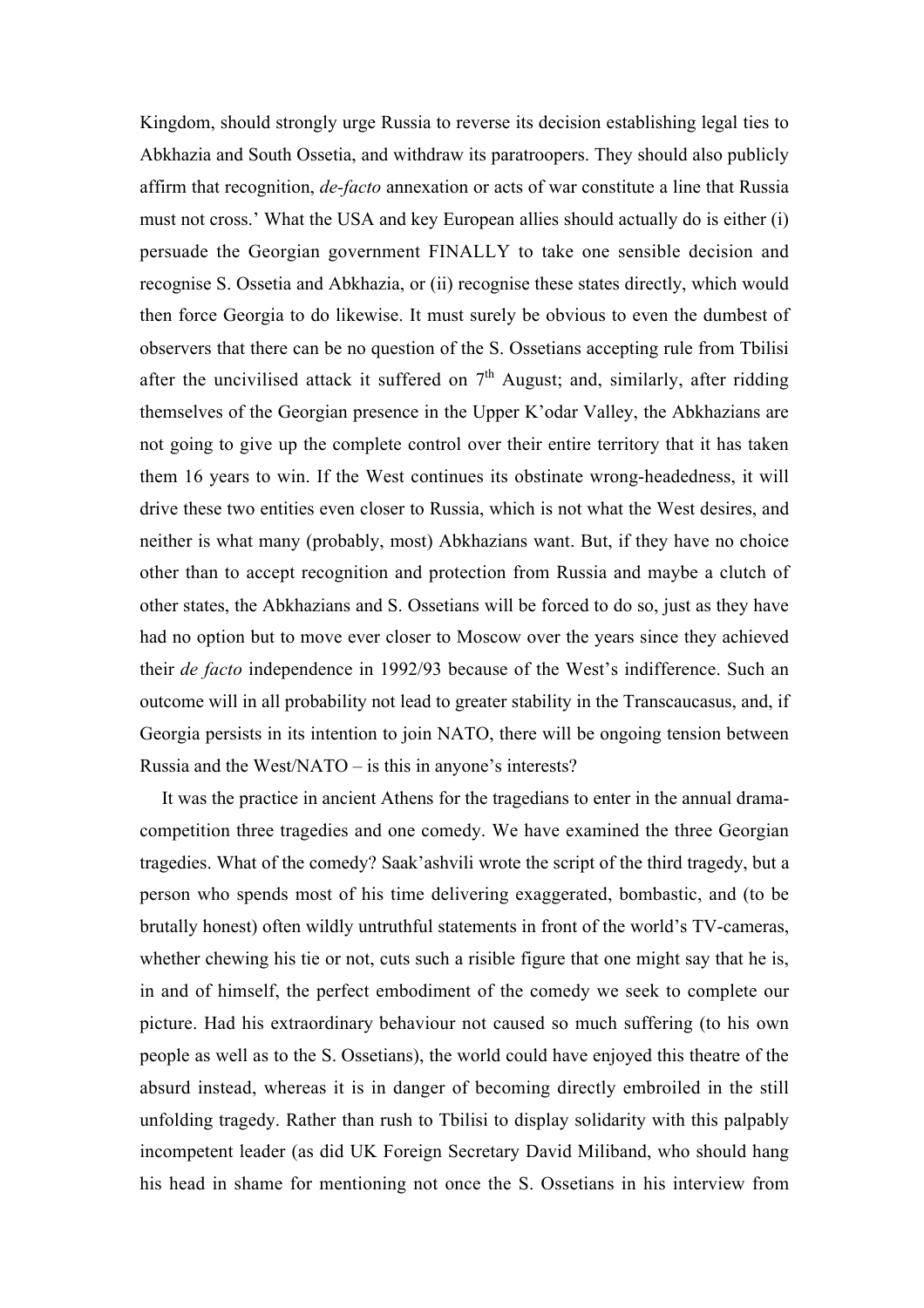Kingdom, should strongly urge Russia to reverse its decision establishing legal ties to Abkhazia and South Ossetia, and withdraw its paratroopers. They should also publicly affirm that recognition, *de-facto* annexation or acts of war constitute a line that Russia must not cross.' What the USA and key European allies should actually do is either (i) persuade the Georgian government FINALLY to take one sensible decision and recognise S. Ossetia and Abkhazia, or (ii) recognise these states directly, which would then force Georgia to do likewise. It must surely be obvious to even the dumbest of observers that there can be no question of the S. Ossetians accepting rule from Tbilisi after the uncivilised attack it suffered on 7th August; and, similarly, after ridding themselves of the Georgian presence in the Upper K'odar Valley, the Abkhazians are not going to give up the complete control over their entire territory that it has taken them 16 years to win. If the West continues its obstinate wrong-headedness, it will drive these two entities even closer to Russia, which is not what the West desires, and neither is what many (probably, most) Abkhazians want. But, if they have no choice other than to accept recognition and protection from Russia and maybe a clutch of other states, the Abkhazians and S. Ossetians will be forced to do so, just as they have had no option but to move ever closer to Moscow over the years since they achieved their *de facto* independence in 1992/93 because of the West's indifference. Such an outcome will in all probability not lead to greater stability in the Transcaucasus, and, if Georgia persists in its intention to join NATO, there will be ongoing tension between Russia and the West/NATO – is this in anyone's interests?

It was the practice in ancient Athens for the tragedians to enter in the annual drama-competition three tragedies and one comedy. We have examined the three Georgian tragedies. What of the comedy? Saak'ashvili wrote the script of the third tragedy, but a person who spends most of his time delivering exaggerated, bombastic, and (to be brutally honest) often wildly untruthful statements in front of the world's TV-cameras, whether chewing his tie or not, cuts such a risible figure that one might say that he is, in and of himself, the perfect embodiment of the comedy we seek to complete our picture. Had his extraordinary behaviour not caused so much suffering (to his own people as well as to the S. Ossetians), the world could have enjoyed this theatre of the absurd instead, whereas it is in danger of becoming directly embroiled in the still unfolding tragedy. Rather than rush to Tbilisi to display solidarity with this palpably incompetent leader (as did UK Foreign Secretary David Miliband, who should hang his head in shame for mentioning not once the S. Ossetians in his interview from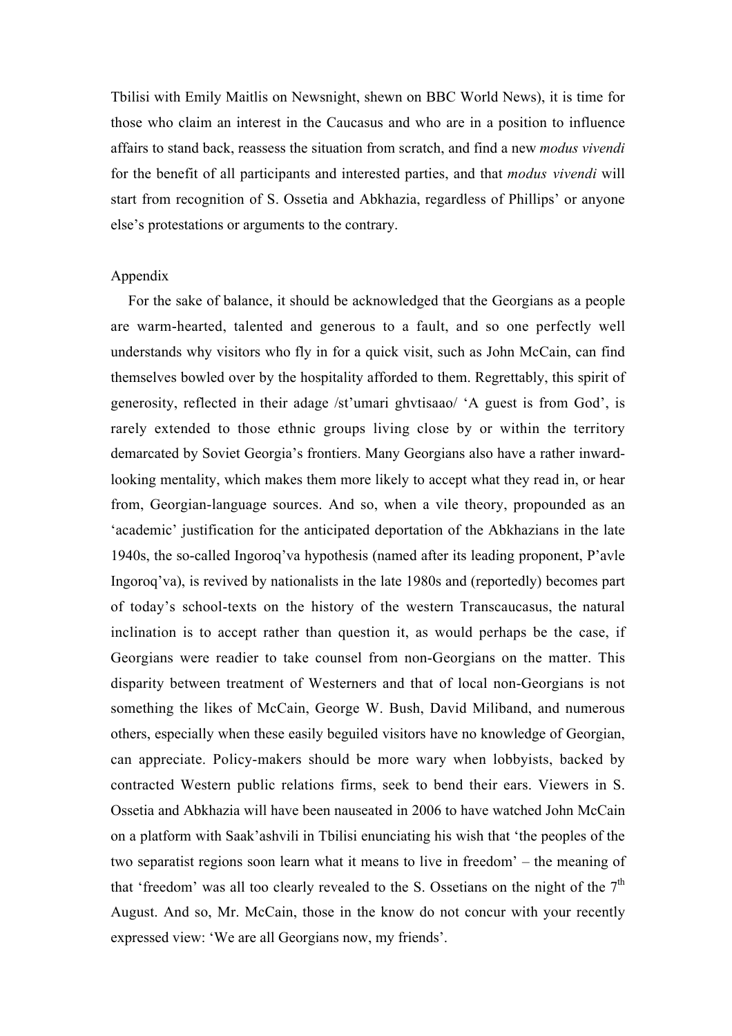Tbilisi with Emily Maitlis on Newsnight, shewn on BBC World News), it is time for those who claim an interest in the Caucasus and who are in a position to influence affairs to stand back, reassess the situation from scratch, and find a new *modus vivendi* for the benefit of all participants and interested parties, and that *modus vivendi* will start from recognition of S. Ossetia and Abkhazia, regardless of Phillips' or anyone else's protestations or arguments to the contrary.

## Appendix

For the sake of balance, it should be acknowledged that the Georgians as a people are warm-hearted, talented and generous to a fault, and so one perfectly well understands why visitors who fly in for a quick visit, such as John McCain, can find themselves bowled over by the hospitality afforded to them. Regrettably, this spirit of generosity, reflected in their adage /st'umari ghvtisaao/ 'A guest is from God', is rarely extended to those ethnic groups living close by or within the territory demarcated by Soviet Georgia's frontiers. Many Georgians also have a rather inward-looking mentality, which makes them more likely to accept what they read in, or hear from, Georgian-language sources. And so, when a vile theory, propounded as an 'academic' justification for the anticipated deportation of the Abkhazians in the late 1940s, the so-called Ingoroq'va hypothesis (named after its leading proponent, P'avle Ingoroq'va), is revived by nationalists in the late 1980s and (reportedly) becomes part of today's school-texts on the history of the western Transcaucasus, the natural inclination is to accept rather than question it, as would perhaps be the case, if Georgians were readier to take counsel from non-Georgians on the matter. This disparity between treatment of Westerners and that of local non-Georgians is not something the likes of McCain, George W. Bush, David Miliband, and numerous others, especially when these easily beguiled visitors have no knowledge of Georgian, can appreciate. Policy-makers should be more wary when lobbyists, backed by contracted Western public relations firms, seek to bend their ears. Viewers in S. Ossetia and Abkhazia will have been nauseated in 2006 to have watched John McCain on a platform with Saak'ashvili in Tbilisi enunciating his wish that 'the peoples of the two separatist regions soon learn what it means to live in freedom' – the meaning of that 'freedom' was all too clearly revealed to the S. Ossetians on the night of the 7th August. And so, Mr. McCain, those in the know do not concur with your recently expressed view: 'We are all Georgians now, my friends'.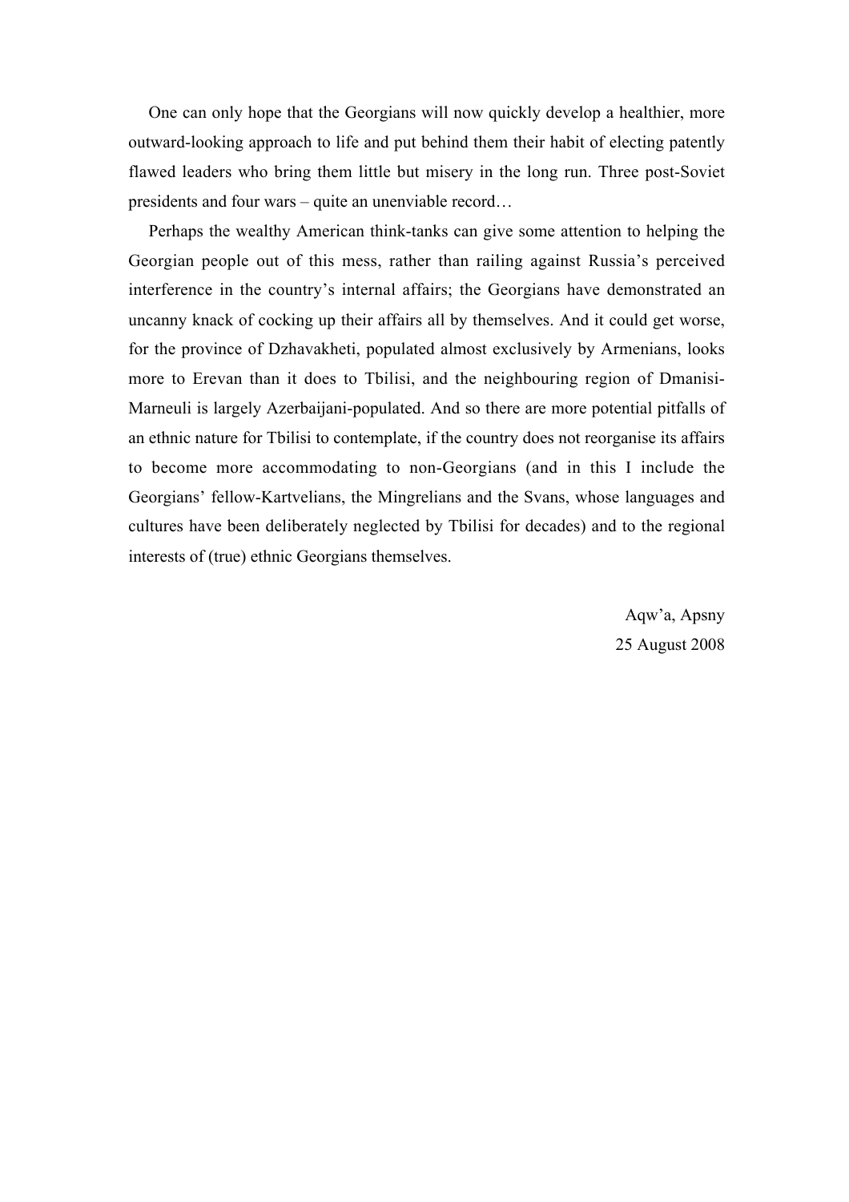One can only hope that the Georgians will now quickly develop a healthier, more outward-looking approach to life and put behind them their habit of electing patently flawed leaders who bring them little but misery in the long run. Three post-Soviet presidents and four wars – quite an unenviable record…

Perhaps the wealthy American think-tanks can give some attention to helping the Georgian people out of this mess, rather than railing against Russia's perceived interference in the country's internal affairs; the Georgians have demonstrated an uncanny knack of cocking up their affairs all by themselves. And it could get worse, for the province of Dzhavakheti, populated almost exclusively by Armenians, looks more to Erevan than it does to Tbilisi, and the neighbouring region of Dmanisi-Marneuli is largely Azerbaijani-populated. And so there are more potential pitfalls of an ethnic nature for Tbilisi to contemplate, if the country does not reorganise its affairs to become more accommodating to non-Georgians (and in this I include the Georgians' fellow-Kartvelians, the Mingrelians and the Svans, whose languages and cultures have been deliberately neglected by Tbilisi for decades) and to the regional interests of (true) ethnic Georgians themselves.

Aqw'a, Apsny
25 August 2008